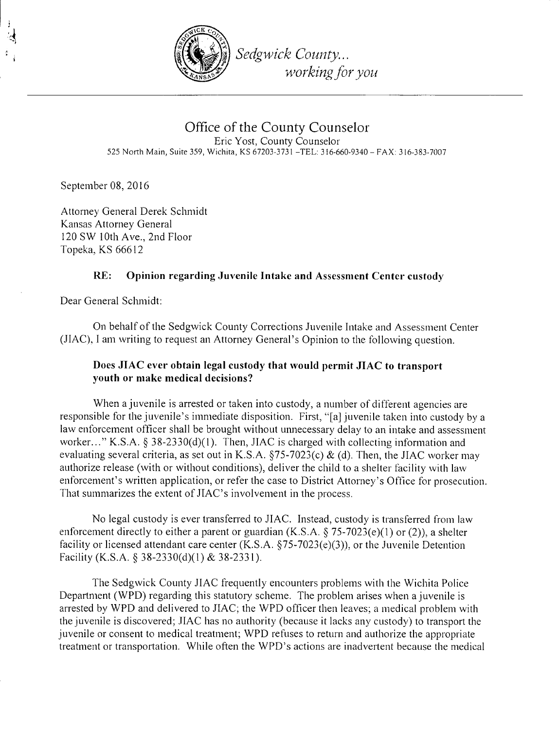*Sedgwick County...*
*working for you*

# Office of the County Counselor

Eric Yost, County Counselor
525 North Main, Suite 359, Wichita, KS 67203-3731 –TEL: 316-660-9340 – FAX: 316-383-7007

September 08, 2016

Attorney General Derek Schmidt
Kansas Attorney General
120 SW 10th Ave., 2nd Floor
Topeka, KS 66612

**RE: Opinion regarding Juvenile Intake and Assessment Center custody**

Dear General Schmidt:

On behalf of the Sedgwick County Corrections Juvenile Intake and Assessment Center (JIAC), I am writing to request an Attorney General's Opinion to the following question.

**Does JIAC ever obtain legal custody that would permit JIAC to transport youth or make medical decisions?**

When a juvenile is arrested or taken into custody, a number of different agencies are responsible for the juvenile's immediate disposition. First, "[a] juvenile taken into custody by a law enforcement officer shall be brought without unnecessary delay to an intake and assessment worker..." K.S.A. § 38-2330(d)(1). Then, JIAC is charged with collecting information and evaluating several criteria, as set out in K.S.A. §75-7023(c) & (d). Then, the JIAC worker may authorize release (with or without conditions), deliver the child to a shelter facility with law enforcement's written application, or refer the case to District Attorney's Office for prosecution. That summarizes the extent of JIAC's involvement in the process.

No legal custody is ever transferred to JIAC. Instead, custody is transferred from law enforcement directly to either a parent or guardian (K.S.A. § 75-7023(e)(1) or (2)), a shelter facility or licensed attendant care center (K.S.A. §75-7023(e)(3)), or the Juvenile Detention Facility (K.S.A. § 38-2330(d)(1) & 38-2331).

The Sedgwick County JIAC frequently encounters problems with the Wichita Police Department (WPD) regarding this statutory scheme. The problem arises when a juvenile is arrested by WPD and delivered to JIAC; the WPD officer then leaves; a medical problem with the juvenile is discovered; JIAC has no authority (because it lacks any custody) to transport the juvenile or consent to medical treatment; WPD refuses to return and authorize the appropriate treatment or transportation. While often the WPD's actions are inadvertent because the medical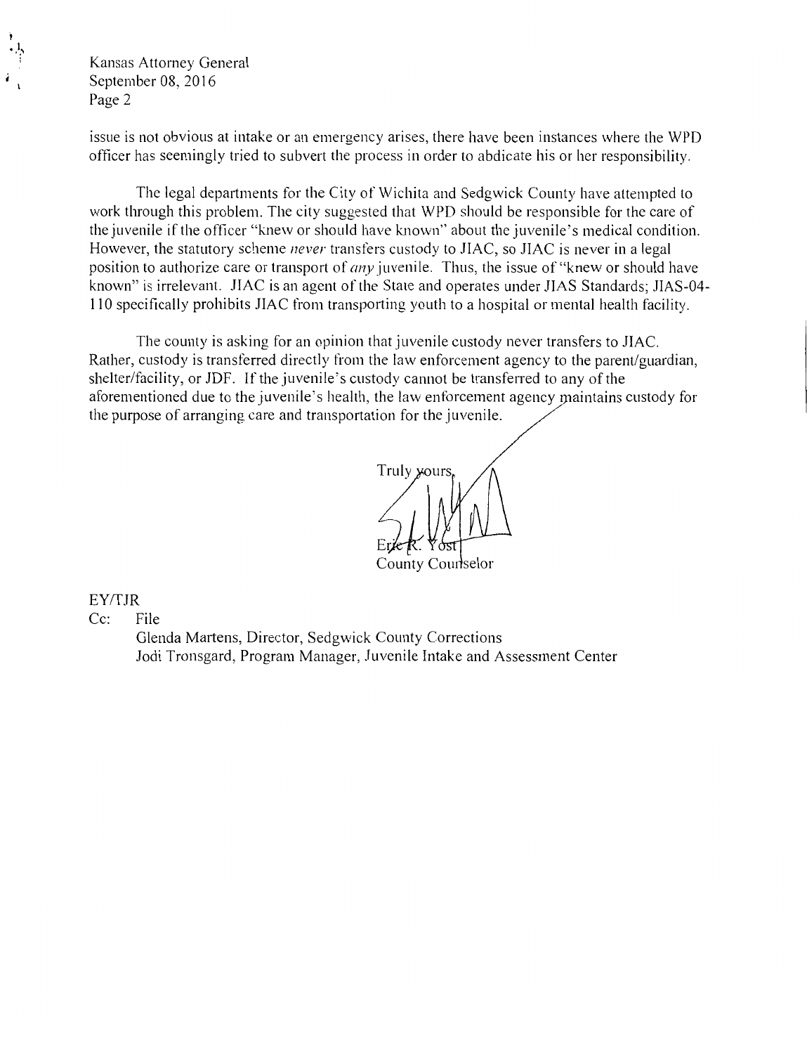issue is not obvious at intake or an emergency arises, there have been instances where the WPD officer has seemingly tried to subvert the process in order to abdicate his or her responsibility.

The legal departments for the City of Wichita and Sedgwick County have attempted to work through this problem. The city suggested that WPD should be responsible for the care of the juvenile if the officer "knew or should have known" about the juvenile's medical condition. However, the statutory scheme *never* transfers custody to JIAC, so JIAC is never in a legal position to authorize care or transport of *any* juvenile. Thus, the issue of "knew or should have known" is irrelevant. JIAC is an agent of the State and operates under JIAS Standards; JIAS-04-110 specifically prohibits JIAC from transporting youth to a hospital or mental health facility.

The county is asking for an opinion that juvenile custody never transfers to JIAC. Rather, custody is transferred directly from the law enforcement agency to the parent/guardian, shelter/facility, or JDF. If the juvenile's custody cannot be transferred to any of the aforementioned due to the juvenile's health, the law enforcement agency maintains custody for the purpose of arranging care and transportation for the juvenile.

Truly yours,

Eric R. Yost
County Counselor

EY/TJR

Cc: File
Glenda Martens, Director, Sedgwick County Corrections
Jodi Tronsgard, Program Manager, Juvenile Intake and Assessment Center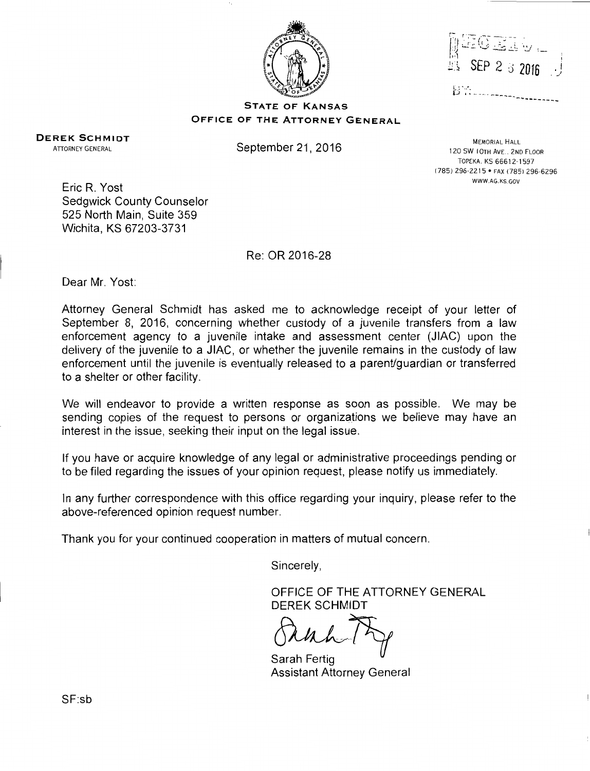**STATE OF KANSAS**
**OFFICE OF THE ATTORNEY GENERAL**

RECEIVED
SEP 2 3 2016
BY: \_\_\_\_\_\_\_\_\_\_

**DEREK SCHMIDT**
ATTORNEY GENERAL

September 21, 2016

MEMORIAL HALL
120 SW 10TH AVE., 2ND FLOOR
TOPEKA, KS 66612-1597
(785) 296-2215 • FAX (785) 296-6296
WWW.AG.KS.GOV

Eric R. Yost
Sedgwick County Counselor
525 North Main, Suite 359
Wichita, KS 67203-3731

Re: OR 2016-28

Dear Mr. Yost:

Attorney General Schmidt has asked me to acknowledge receipt of your letter of September 8, 2016, concerning whether custody of a juvenile transfers from a law enforcement agency to a juvenile intake and assessment center (JIAC) upon the delivery of the juvenile to a JIAC, or whether the juvenile remains in the custody of law enforcement until the juvenile is eventually released to a parent/guardian or transferred to a shelter or other facility.

We will endeavor to provide a written response as soon as possible. We may be sending copies of the request to persons or organizations we believe may have an interest in the issue, seeking their input on the legal issue.

If you have or acquire knowledge of any legal or administrative proceedings pending or to be filed regarding the issues of your opinion request, please notify us immediately.

In any further correspondence with this office regarding your inquiry, please refer to the above-referenced opinion request number.

Thank you for your continued cooperation in matters of mutual concern.

Sincerely,

OFFICE OF THE ATTORNEY GENERAL
DEREK SCHMIDT

Sarah Fertig
Assistant Attorney General

SF:sb